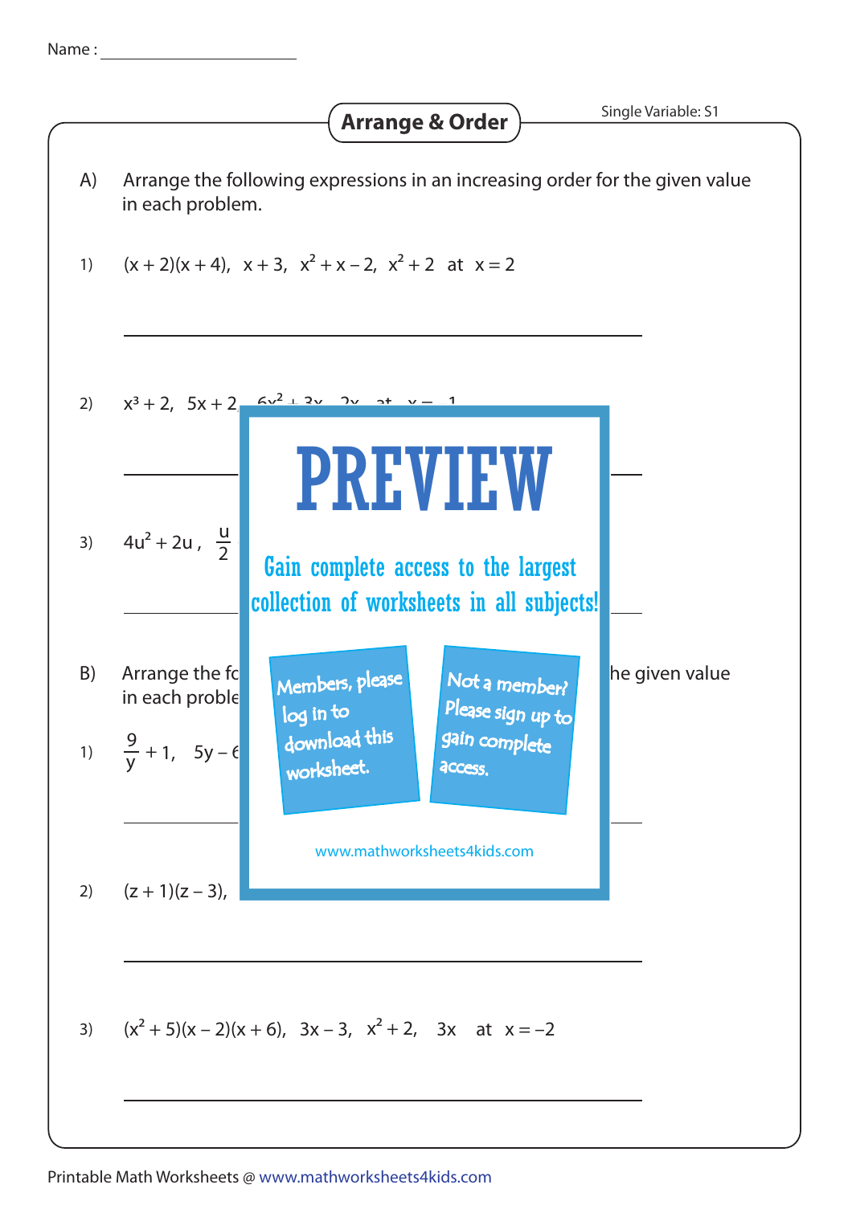Name : ____________________

# Arrange & Order

Single Variable: S1

A) Arrange the following expressions in an increasing order for the given value in each problem.

1) $(x + 2)(x + 4)$, $x + 3$, $x^2 + x - 2$, $x^2 + 2$ at $x = 2$

______________________________

2) $x^3 + 2$, $5x + 2$, $6x^2 + 3x$, $2x$ at $x = 1$

______________________________

3) $4u^2 + 2u$, $\frac{u}{2}$

______________________________

B) Arrange the fo... the given value in each proble...

1) $\frac{9}{y} + 1$, $5y - 6$

______________________________

2) $(z + 1)(z - 3)$,

______________________________

3) $(x^2 + 5)(x - 2)(x + 6)$, $3x - 3$, $x^2 + 2$, $3x$ at $x = -2$

______________________________

PREVIEW

Gain complete access to the largest collection of worksheets in all subjects!

Members, please log in to download this worksheet.

Not a member? Please sign up to gain complete access.

www.mathworksheets4kids.com

Printable Math Worksheets @ www.mathworksheets4kids.com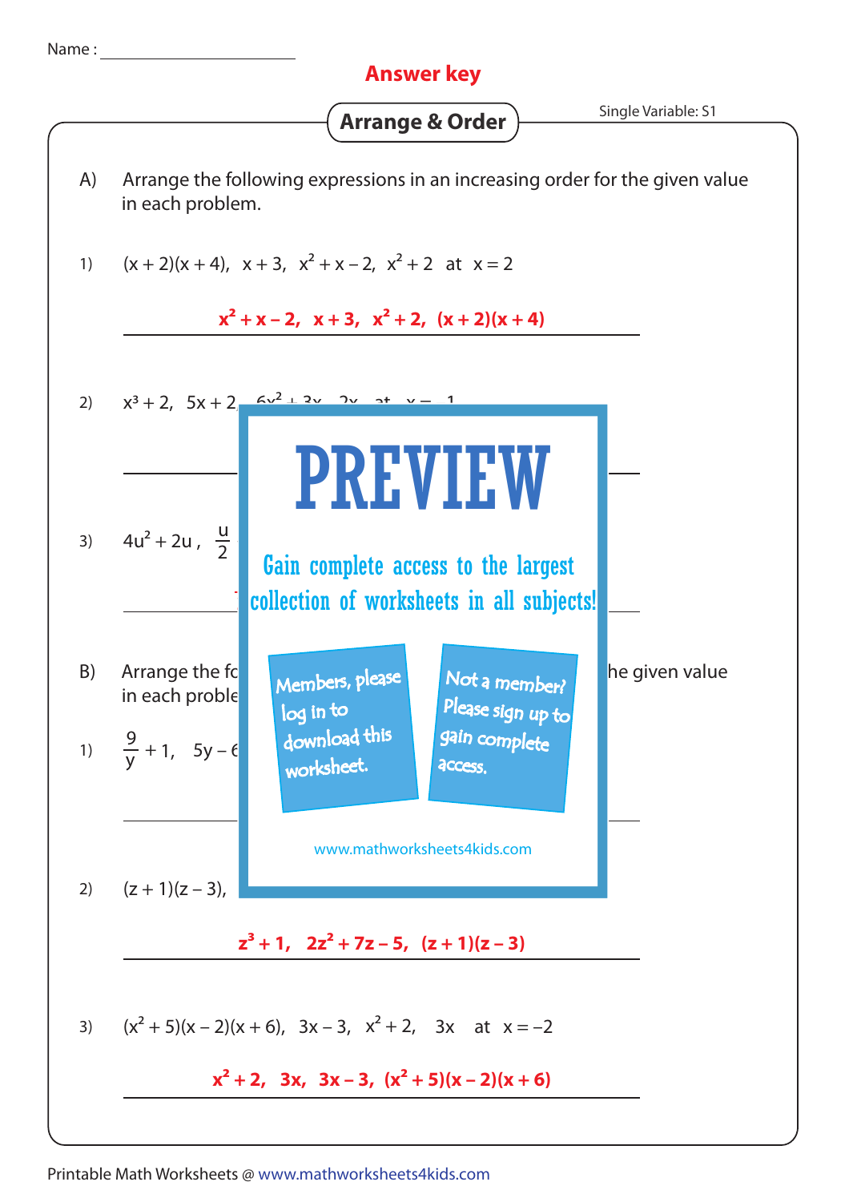Name : ____________________

**Answer key**

## Arrange & Order

Single Variable: S1

A) Arrange the following expressions in an increasing order for the given value in each problem.

1) $(x + 2)(x + 4)$, $x + 3$, $x^2 + x - 2$, $x^2 + 2$ at $x = 2$

**$x^2 + x - 2$, $x + 3$, $x^2 + 2$, $(x + 2)(x + 4)$**

2) $x^3 + 2$, $5x + 2$, $6x^2 + 3x$, $2x$ at $x = 1$

3) $4u^2 + 2u$, $\frac{u}{2}$

B) Arrange the fo... he given value in each proble...

1) $\frac{9}{y} + 1$, $5y - 6$

**PREVIEW**

Gain complete access to the largest collection of worksheets in all subjects!

Members, please log in to download this worksheet.

Not a member? Please sign up to gain complete access.

www.mathworksheets4kids.com

2) $(z + 1)(z - 3)$,

**$z^3 + 1$, $2z^2 + 7z - 5$, $(z + 1)(z - 3)$**

3) $(x^2 + 5)(x - 2)(x + 6)$, $3x - 3$, $x^2 + 2$, $3x$ at $x = -2$

**$x^2 + 2$, $3x$, $3x - 3$, $(x^2 + 5)(x - 2)(x + 6)$**

Printable Math Worksheets @ www.mathworksheets4kids.com